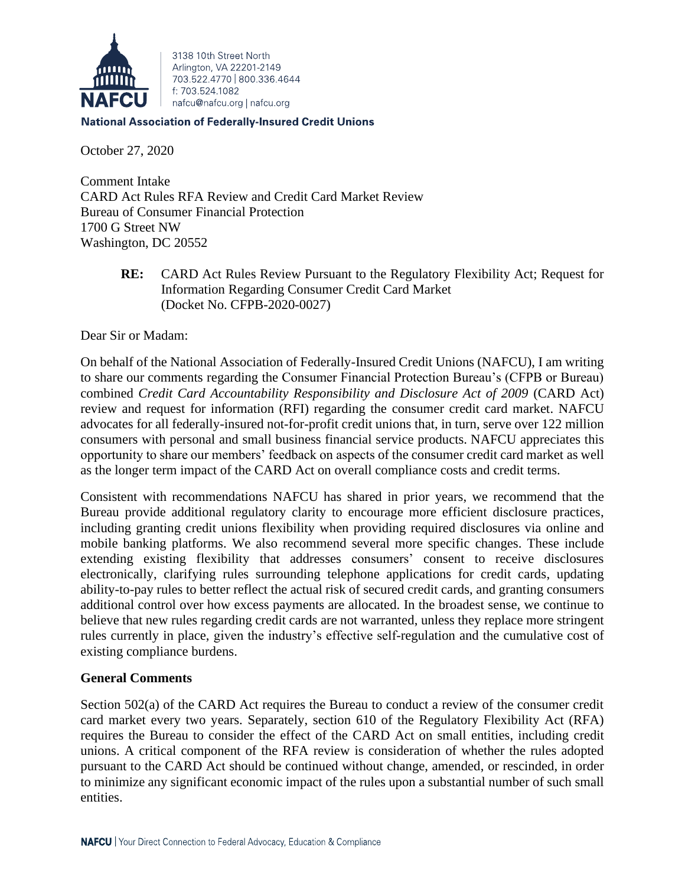3138 10th Street North
Arlington, VA 22201-2149
703.522.4770 | 800.336.4644
f: 703.524.1082
nafcu@nafcu.org | nafcu.org

**National Association of Federally-Insured Credit Unions**

October 27, 2020

Comment Intake
CARD Act Rules RFA Review and Credit Card Market Review
Bureau of Consumer Financial Protection
1700 G Street NW
Washington, DC 20552

**RE:** CARD Act Rules Review Pursuant to the Regulatory Flexibility Act; Request for Information Regarding Consumer Credit Card Market (Docket No. CFPB-2020-0027)

Dear Sir or Madam:

On behalf of the National Association of Federally-Insured Credit Unions (NAFCU), I am writing to share our comments regarding the Consumer Financial Protection Bureau's (CFPB or Bureau) combined *Credit Card Accountability Responsibility and Disclosure Act of 2009* (CARD Act) review and request for information (RFI) regarding the consumer credit card market. NAFCU advocates for all federally-insured not-for-profit credit unions that, in turn, serve over 122 million consumers with personal and small business financial service products. NAFCU appreciates this opportunity to share our members' feedback on aspects of the consumer credit card market as well as the longer term impact of the CARD Act on overall compliance costs and credit terms.

Consistent with recommendations NAFCU has shared in prior years, we recommend that the Bureau provide additional regulatory clarity to encourage more efficient disclosure practices, including granting credit unions flexibility when providing required disclosures via online and mobile banking platforms. We also recommend several more specific changes. These include extending existing flexibility that addresses consumers' consent to receive disclosures electronically, clarifying rules surrounding telephone applications for credit cards, updating ability-to-pay rules to better reflect the actual risk of secured credit cards, and granting consumers additional control over how excess payments are allocated. In the broadest sense, we continue to believe that new rules regarding credit cards are not warranted, unless they replace more stringent rules currently in place, given the industry's effective self-regulation and the cumulative cost of existing compliance burdens.

## General Comments

Section 502(a) of the CARD Act requires the Bureau to conduct a review of the consumer credit card market every two years. Separately, section 610 of the Regulatory Flexibility Act (RFA) requires the Bureau to consider the effect of the CARD Act on small entities, including credit unions. A critical component of the RFA review is consideration of whether the rules adopted pursuant to the CARD Act should be continued without change, amended, or rescinded, in order to minimize any significant economic impact of the rules upon a substantial number of such small entities.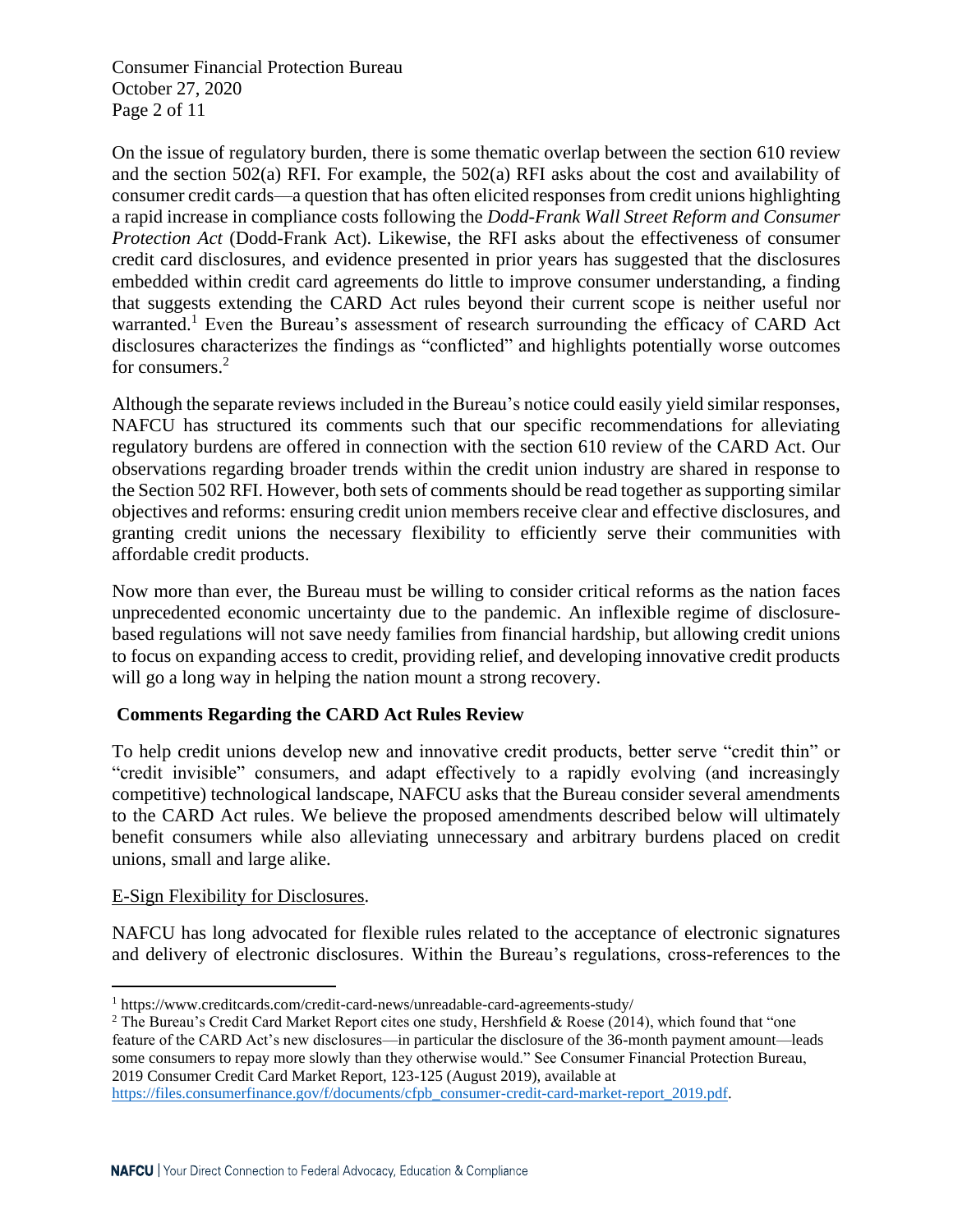On the issue of regulatory burden, there is some thematic overlap between the section 610 review and the section 502(a) RFI. For example, the 502(a) RFI asks about the cost and availability of consumer credit cards—a question that has often elicited responses from credit unions highlighting a rapid increase in compliance costs following the *Dodd-Frank Wall Street Reform and Consumer Protection Act* (Dodd-Frank Act). Likewise, the RFI asks about the effectiveness of consumer credit card disclosures, and evidence presented in prior years has suggested that the disclosures embedded within credit card agreements do little to improve consumer understanding, a finding that suggests extending the CARD Act rules beyond their current scope is neither useful nor warranted.[1] Even the Bureau's assessment of research surrounding the efficacy of CARD Act disclosures characterizes the findings as "conflicted" and highlights potentially worse outcomes for consumers.[2]

Although the separate reviews included in the Bureau's notice could easily yield similar responses, NAFCU has structured its comments such that our specific recommendations for alleviating regulatory burdens are offered in connection with the section 610 review of the CARD Act. Our observations regarding broader trends within the credit union industry are shared in response to the Section 502 RFI. However, both sets of comments should be read together as supporting similar objectives and reforms: ensuring credit union members receive clear and effective disclosures, and granting credit unions the necessary flexibility to efficiently serve their communities with affordable credit products.

Now more than ever, the Bureau must be willing to consider critical reforms as the nation faces unprecedented economic uncertainty due to the pandemic. An inflexible regime of disclosure-based regulations will not save needy families from financial hardship, but allowing credit unions to focus on expanding access to credit, providing relief, and developing innovative credit products will go a long way in helping the nation mount a strong recovery.

## Comments Regarding the CARD Act Rules Review

To help credit unions develop new and innovative credit products, better serve "credit thin" or "credit invisible" consumers, and adapt effectively to a rapidly evolving (and increasingly competitive) technological landscape, NAFCU asks that the Bureau consider several amendments to the CARD Act rules. We believe the proposed amendments described below will ultimately benefit consumers while also alleviating unnecessary and arbitrary burdens placed on credit unions, small and large alike.

E-Sign Flexibility for Disclosures.

NAFCU has long advocated for flexible rules related to the acceptance of electronic signatures and delivery of electronic disclosures. Within the Bureau's regulations, cross-references to the

---

[1] https://www.creditcards.com/credit-card-news/unreadable-card-agreements-study/

[2] The Bureau's Credit Card Market Report cites one study, Hershfield & Roese (2014), which found that "one feature of the CARD Act's new disclosures—in particular the disclosure of the 36-month payment amount—leads some consumers to repay more slowly than they otherwise would." See Consumer Financial Protection Bureau, 2019 Consumer Credit Card Market Report, 123-125 (August 2019), available at https://files.consumerfinance.gov/f/documents/cfpb_consumer-credit-card-market-report_2019.pdf.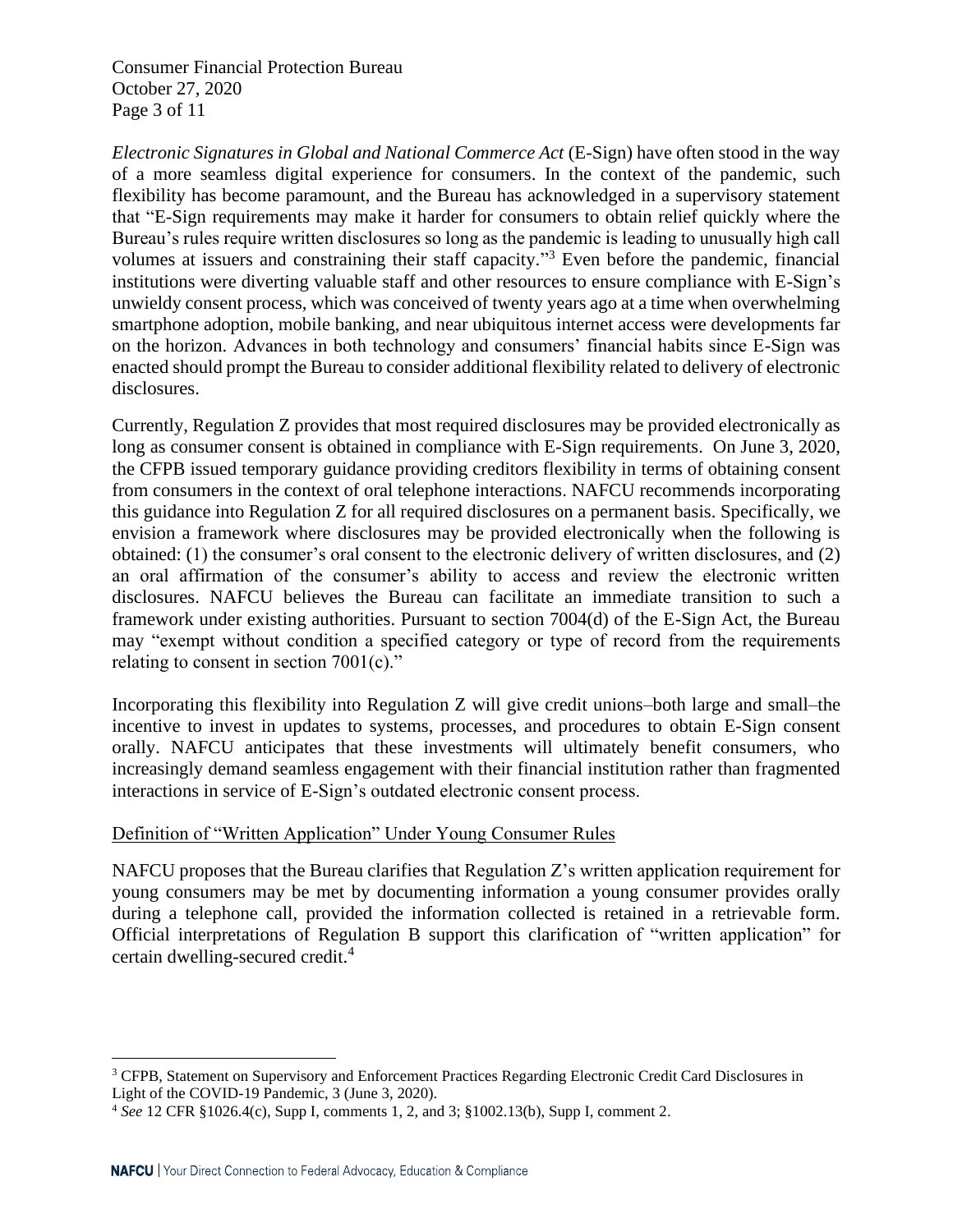*Electronic Signatures in Global and National Commerce Act* (E-Sign) have often stood in the way of a more seamless digital experience for consumers. In the context of the pandemic, such flexibility has become paramount, and the Bureau has acknowledged in a supervisory statement that "E-Sign requirements may make it harder for consumers to obtain relief quickly where the Bureau's rules require written disclosures so long as the pandemic is leading to unusually high call volumes at issuers and constraining their staff capacity."[3] Even before the pandemic, financial institutions were diverting valuable staff and other resources to ensure compliance with E-Sign's unwieldy consent process, which was conceived of twenty years ago at a time when overwhelming smartphone adoption, mobile banking, and near ubiquitous internet access were developments far on the horizon. Advances in both technology and consumers' financial habits since E-Sign was enacted should prompt the Bureau to consider additional flexibility related to delivery of electronic disclosures.

Currently, Regulation Z provides that most required disclosures may be provided electronically as long as consumer consent is obtained in compliance with E-Sign requirements. On June 3, 2020, the CFPB issued temporary guidance providing creditors flexibility in terms of obtaining consent from consumers in the context of oral telephone interactions. NAFCU recommends incorporating this guidance into Regulation Z for all required disclosures on a permanent basis. Specifically, we envision a framework where disclosures may be provided electronically when the following is obtained: (1) the consumer's oral consent to the electronic delivery of written disclosures, and (2) an oral affirmation of the consumer's ability to access and review the electronic written disclosures. NAFCU believes the Bureau can facilitate an immediate transition to such a framework under existing authorities. Pursuant to section 7004(d) of the E-Sign Act, the Bureau may "exempt without condition a specified category or type of record from the requirements relating to consent in section 7001(c)."

Incorporating this flexibility into Regulation Z will give credit unions–both large and small–the incentive to invest in updates to systems, processes, and procedures to obtain E-Sign consent orally. NAFCU anticipates that these investments will ultimately benefit consumers, who increasingly demand seamless engagement with their financial institution rather than fragmented interactions in service of E-Sign's outdated electronic consent process.

Definition of "Written Application" Under Young Consumer Rules

NAFCU proposes that the Bureau clarifies that Regulation Z's written application requirement for young consumers may be met by documenting information a young consumer provides orally during a telephone call, provided the information collected is retained in a retrievable form. Official interpretations of Regulation B support this clarification of "written application" for certain dwelling-secured credit.[4]

---

[3] CFPB, Statement on Supervisory and Enforcement Practices Regarding Electronic Credit Card Disclosures in Light of the COVID-19 Pandemic, 3 (June 3, 2020).

[4] *See* 12 CFR §1026.4(c), Supp I, comments 1, 2, and 3; §1002.13(b), Supp I, comment 2.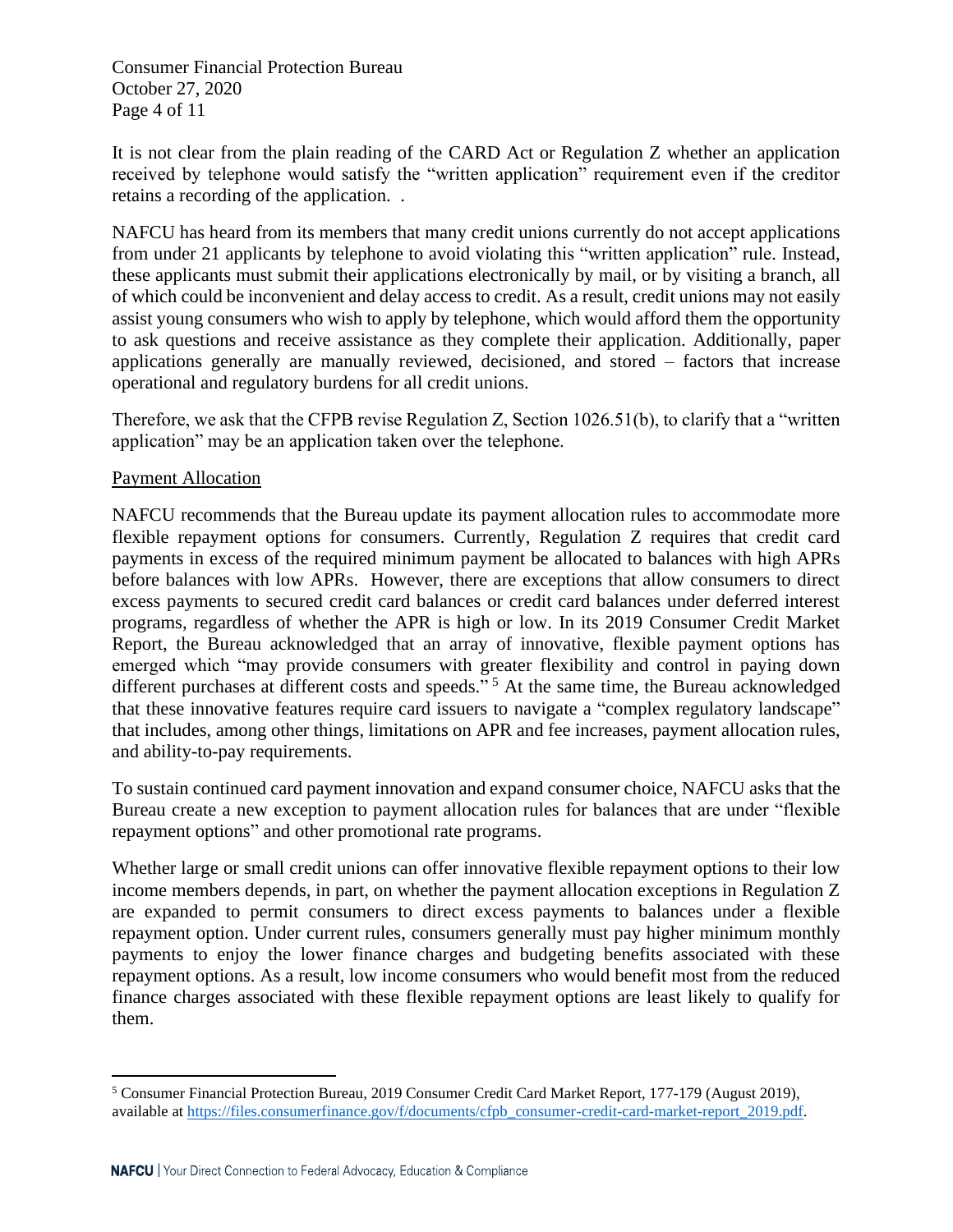It is not clear from the plain reading of the CARD Act or Regulation Z whether an application received by telephone would satisfy the "written application" requirement even if the creditor retains a recording of the application. .

NAFCU has heard from its members that many credit unions currently do not accept applications from under 21 applicants by telephone to avoid violating this "written application" rule. Instead, these applicants must submit their applications electronically by mail, or by visiting a branch, all of which could be inconvenient and delay access to credit. As a result, credit unions may not easily assist young consumers who wish to apply by telephone, which would afford them the opportunity to ask questions and receive assistance as they complete their application. Additionally, paper applications generally are manually reviewed, decisioned, and stored – factors that increase operational and regulatory burdens for all credit unions.

Therefore, we ask that the CFPB revise Regulation Z, Section 1026.51(b), to clarify that a "written application" may be an application taken over the telephone.

<u>Payment Allocation</u>

NAFCU recommends that the Bureau update its payment allocation rules to accommodate more flexible repayment options for consumers. Currently, Regulation Z requires that credit card payments in excess of the required minimum payment be allocated to balances with high APRs before balances with low APRs. However, there are exceptions that allow consumers to direct excess payments to secured credit card balances or credit card balances under deferred interest programs, regardless of whether the APR is high or low. In its 2019 Consumer Credit Market Report, the Bureau acknowledged that an array of innovative, flexible payment options has emerged which "may provide consumers with greater flexibility and control in paying down different purchases at different costs and speeds."[5] At the same time, the Bureau acknowledged that these innovative features require card issuers to navigate a "complex regulatory landscape" that includes, among other things, limitations on APR and fee increases, payment allocation rules, and ability-to-pay requirements.

To sustain continued card payment innovation and expand consumer choice, NAFCU asks that the Bureau create a new exception to payment allocation rules for balances that are under "flexible repayment options" and other promotional rate programs.

Whether large or small credit unions can offer innovative flexible repayment options to their low income members depends, in part, on whether the payment allocation exceptions in Regulation Z are expanded to permit consumers to direct excess payments to balances under a flexible repayment option. Under current rules, consumers generally must pay higher minimum monthly payments to enjoy the lower finance charges and budgeting benefits associated with these repayment options. As a result, low income consumers who would benefit most from the reduced finance charges associated with these flexible repayment options are least likely to qualify for them.

---

[5] Consumer Financial Protection Bureau, 2019 Consumer Credit Card Market Report, 177-179 (August 2019), available at https://files.consumerfinance.gov/f/documents/cfpb_consumer-credit-card-market-report_2019.pdf.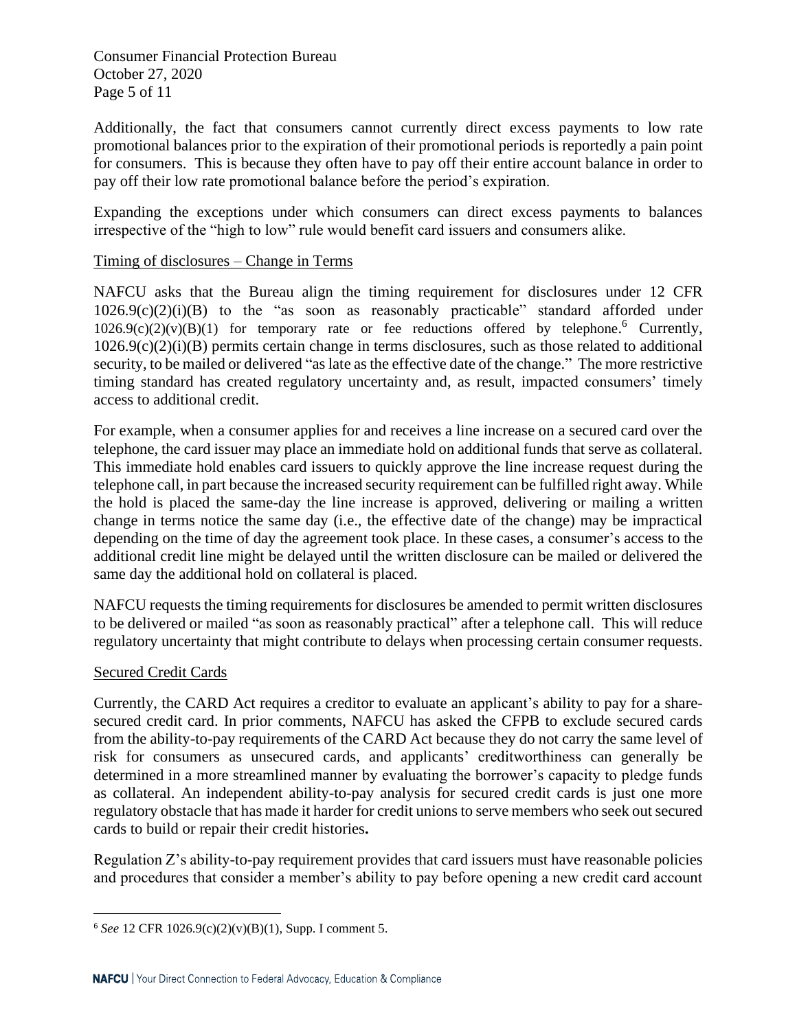Additionally, the fact that consumers cannot currently direct excess payments to low rate promotional balances prior to the expiration of their promotional periods is reportedly a pain point for consumers. This is because they often have to pay off their entire account balance in order to pay off their low rate promotional balance before the period's expiration.

Expanding the exceptions under which consumers can direct excess payments to balances irrespective of the "high to low" rule would benefit card issuers and consumers alike.

Timing of disclosures – Change in Terms

NAFCU asks that the Bureau align the timing requirement for disclosures under 12 CFR 1026.9(c)(2)(i)(B) to the "as soon as reasonably practicable" standard afforded under 1026.9(c)(2)(v)(B)(1) for temporary rate or fee reductions offered by telephone.[6] Currently, 1026.9(c)(2)(i)(B) permits certain change in terms disclosures, such as those related to additional security, to be mailed or delivered "as late as the effective date of the change." The more restrictive timing standard has created regulatory uncertainty and, as result, impacted consumers' timely access to additional credit.

For example, when a consumer applies for and receives a line increase on a secured card over the telephone, the card issuer may place an immediate hold on additional funds that serve as collateral. This immediate hold enables card issuers to quickly approve the line increase request during the telephone call, in part because the increased security requirement can be fulfilled right away. While the hold is placed the same-day the line increase is approved, delivering or mailing a written change in terms notice the same day (i.e., the effective date of the change) may be impractical depending on the time of day the agreement took place. In these cases, a consumer's access to the additional credit line might be delayed until the written disclosure can be mailed or delivered the same day the additional hold on collateral is placed.

NAFCU requests the timing requirements for disclosures be amended to permit written disclosures to be delivered or mailed "as soon as reasonably practical" after a telephone call. This will reduce regulatory uncertainty that might contribute to delays when processing certain consumer requests.

Secured Credit Cards

Currently, the CARD Act requires a creditor to evaluate an applicant's ability to pay for a share-secured credit card. In prior comments, NAFCU has asked the CFPB to exclude secured cards from the ability-to-pay requirements of the CARD Act because they do not carry the same level of risk for consumers as unsecured cards, and applicants' creditworthiness can generally be determined in a more streamlined manner by evaluating the borrower's capacity to pledge funds as collateral. An independent ability-to-pay analysis for secured credit cards is just one more regulatory obstacle that has made it harder for credit unions to serve members who seek out secured cards to build or repair their credit histories**.**

Regulation Z's ability-to-pay requirement provides that card issuers must have reasonable policies and procedures that consider a member's ability to pay before opening a new credit card account

[6] *See* 12 CFR 1026.9(c)(2)(v)(B)(1), Supp. I comment 5.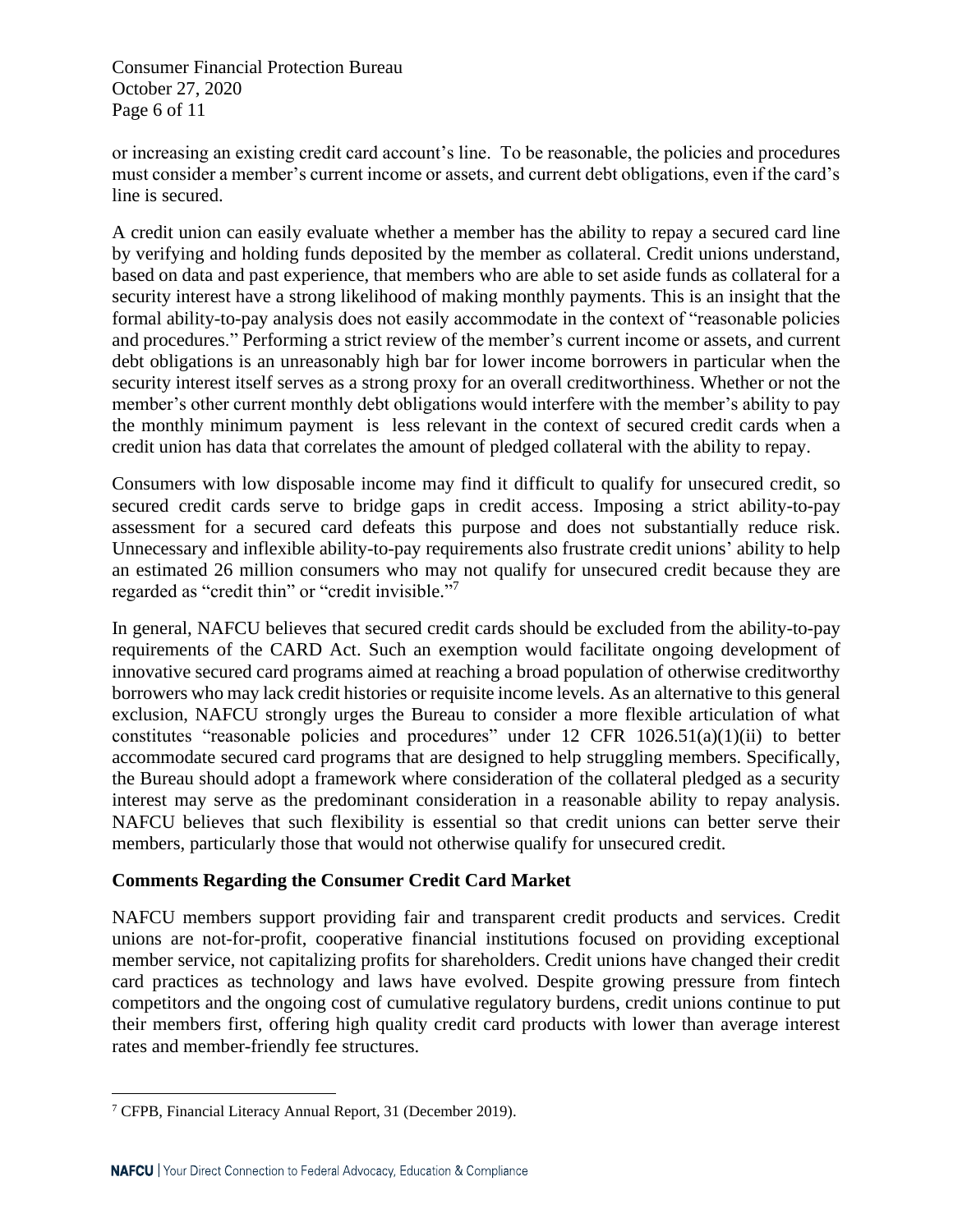or increasing an existing credit card account's line. To be reasonable, the policies and procedures must consider a member's current income or assets, and current debt obligations, even if the card's line is secured.

A credit union can easily evaluate whether a member has the ability to repay a secured card line by verifying and holding funds deposited by the member as collateral. Credit unions understand, based on data and past experience, that members who are able to set aside funds as collateral for a security interest have a strong likelihood of making monthly payments. This is an insight that the formal ability-to-pay analysis does not easily accommodate in the context of "reasonable policies and procedures." Performing a strict review of the member's current income or assets, and current debt obligations is an unreasonably high bar for lower income borrowers in particular when the security interest itself serves as a strong proxy for an overall creditworthiness. Whether or not the member's other current monthly debt obligations would interfere with the member's ability to pay the monthly minimum payment is less relevant in the context of secured credit cards when a credit union has data that correlates the amount of pledged collateral with the ability to repay.

Consumers with low disposable income may find it difficult to qualify for unsecured credit, so secured credit cards serve to bridge gaps in credit access. Imposing a strict ability-to-pay assessment for a secured card defeats this purpose and does not substantially reduce risk. Unnecessary and inflexible ability-to-pay requirements also frustrate credit unions' ability to help an estimated 26 million consumers who may not qualify for unsecured credit because they are regarded as "credit thin" or "credit invisible."[7]

In general, NAFCU believes that secured credit cards should be excluded from the ability-to-pay requirements of the CARD Act. Such an exemption would facilitate ongoing development of innovative secured card programs aimed at reaching a broad population of otherwise creditworthy borrowers who may lack credit histories or requisite income levels. As an alternative to this general exclusion, NAFCU strongly urges the Bureau to consider a more flexible articulation of what constitutes "reasonable policies and procedures" under 12 CFR 1026.51(a)(1)(ii) to better accommodate secured card programs that are designed to help struggling members. Specifically, the Bureau should adopt a framework where consideration of the collateral pledged as a security interest may serve as the predominant consideration in a reasonable ability to repay analysis. NAFCU believes that such flexibility is essential so that credit unions can better serve their members, particularly those that would not otherwise qualify for unsecured credit.

**Comments Regarding the Consumer Credit Card Market**

NAFCU members support providing fair and transparent credit products and services. Credit unions are not-for-profit, cooperative financial institutions focused on providing exceptional member service, not capitalizing profits for shareholders. Credit unions have changed their credit card practices as technology and laws have evolved. Despite growing pressure from fintech competitors and the ongoing cost of cumulative regulatory burdens, credit unions continue to put their members first, offering high quality credit card products with lower than average interest rates and member-friendly fee structures.

---

[7] CFPB, Financial Literacy Annual Report, 31 (December 2019).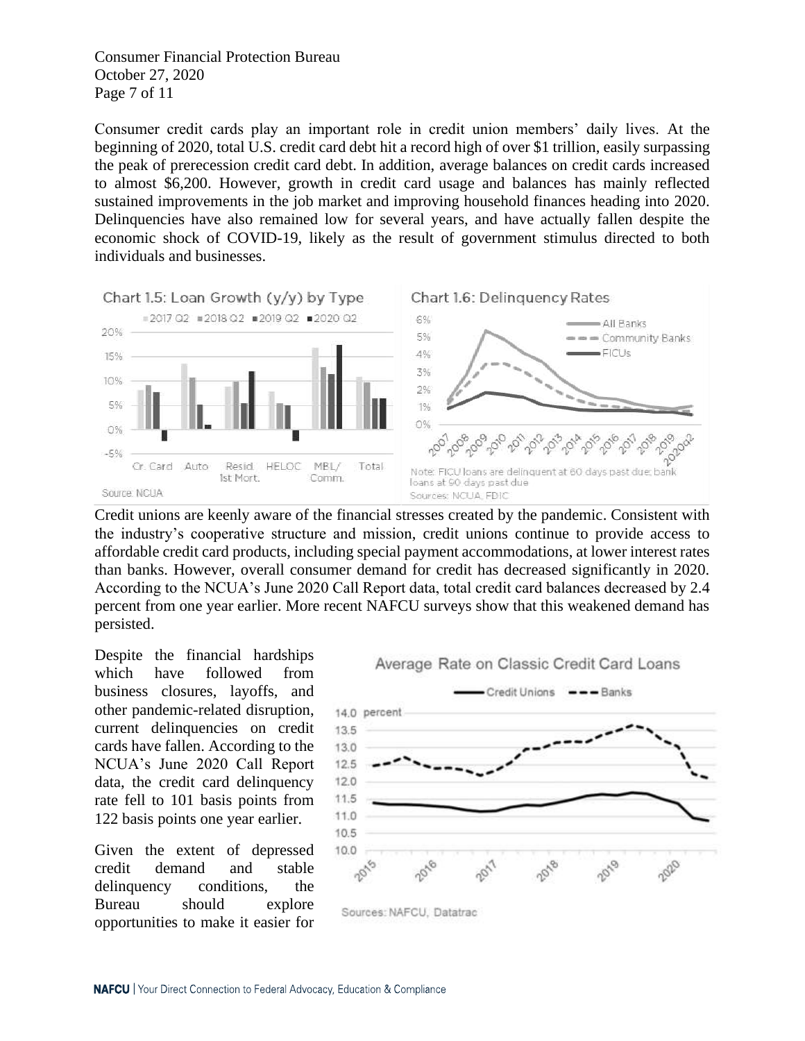Consumer credit cards play an important role in credit union members' daily lives. At the beginning of 2020, total U.S. credit card debt hit a record high of over $1 trillion, easily surpassing the peak of prerecession credit card debt. In addition, average balances on credit cards increased to almost $6,200. However, growth in credit card usage and balances has mainly reflected sustained improvements in the job market and improving household finances heading into 2020. Delinquencies have also remained low for several years, and have actually fallen despite the economic shock of COVID-19, likely as the result of government stimulus directed to both individuals and businesses.

Chart 1.5: Loan Growth (y/y) by Type

Source: NCUA

Chart 1.6: Delinquency Rates

Note: FICU loans are delinquent at 60 days past due; bank loans at 90 days past due

Sources: NCUA, FDIC

Credit unions are keenly aware of the financial stresses created by the pandemic. Consistent with the industry's cooperative structure and mission, credit unions continue to provide access to affordable credit card products, including special payment accommodations, at lower interest rates than banks. However, overall consumer demand for credit has decreased significantly in 2020. According to the NCUA's June 2020 Call Report data, total credit card balances decreased by 2.4 percent from one year earlier. More recent NAFCU surveys show that this weakened demand has persisted.

Despite the financial hardships which have followed from business closures, layoffs, and other pandemic-related disruption, current delinquencies on credit cards have fallen. According to the NCUA's June 2020 Call Report data, the credit card delinquency rate fell to 101 basis points from 122 basis points one year earlier.

Average Rate on Classic Credit Card Loans

Sources: NAFCU, Datatrac

Given the extent of depressed credit demand and stable delinquency conditions, the Bureau should explore opportunities to make it easier for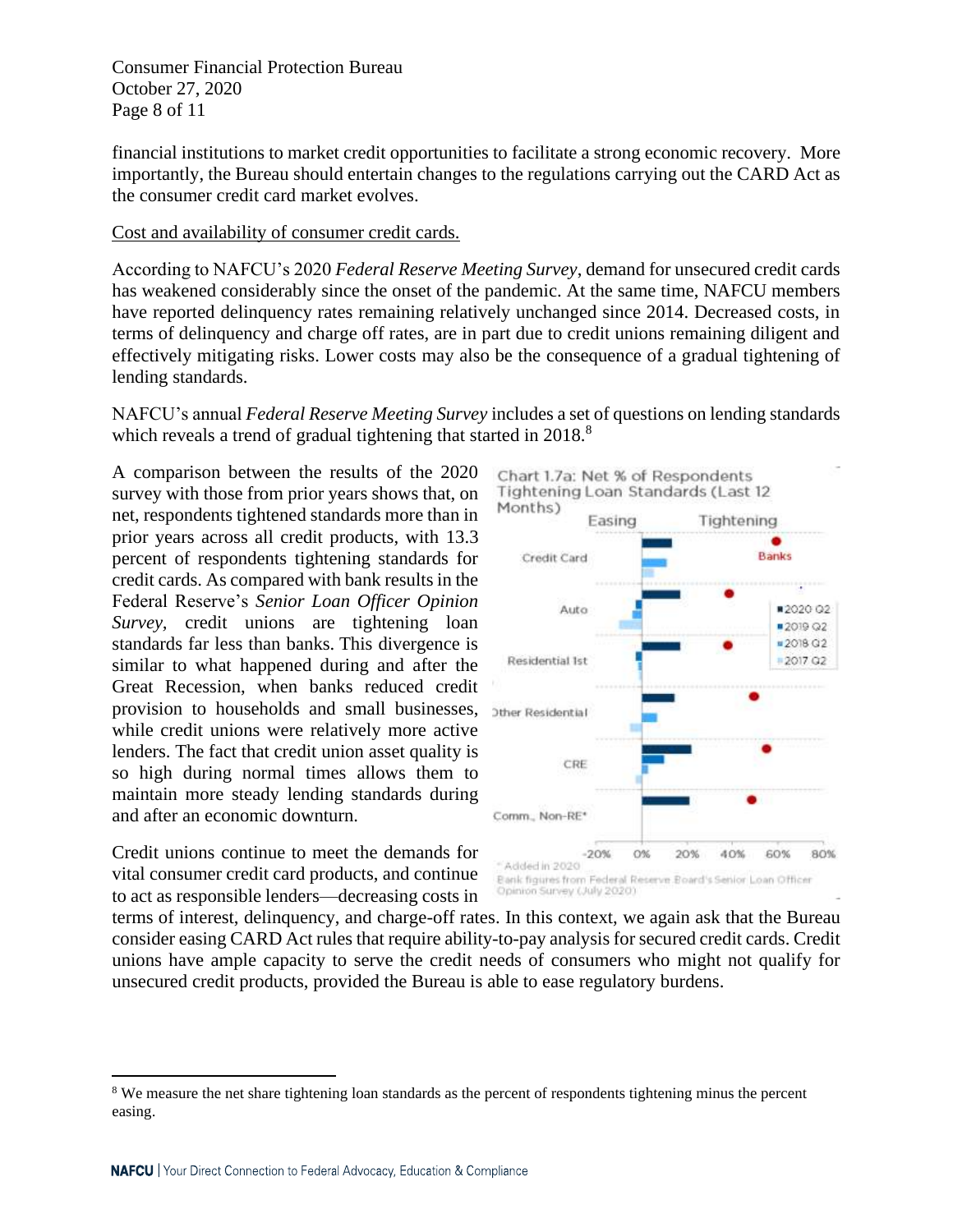financial institutions to market credit opportunities to facilitate a strong economic recovery. More importantly, the Bureau should entertain changes to the regulations carrying out the CARD Act as the consumer credit card market evolves.

Cost and availability of consumer credit cards.

According to NAFCU's 2020 *Federal Reserve Meeting Survey*, demand for unsecured credit cards has weakened considerably since the onset of the pandemic. At the same time, NAFCU members have reported delinquency rates remaining relatively unchanged since 2014. Decreased costs, in terms of delinquency and charge off rates, are in part due to credit unions remaining diligent and effectively mitigating risks. Lower costs may also be the consequence of a gradual tightening of lending standards.

NAFCU's annual *Federal Reserve Meeting Survey* includes a set of questions on lending standards which reveals a trend of gradual tightening that started in 2018.[8]

A comparison between the results of the 2020 survey with those from prior years shows that, on net, respondents tightened standards more than in prior years across all credit products, with 13.3 percent of respondents tightening standards for credit cards. As compared with bank results in the Federal Reserve's *Senior Loan Officer Opinion Survey*, credit unions are tightening loan standards far less than banks. This divergence is similar to what happened during and after the Great Recession, when banks reduced credit provision to households and small businesses, while credit unions were relatively more active lenders. The fact that credit union asset quality is so high during normal times allows them to maintain more steady lending standards during and after an economic downturn.

Chart 1.7a: Net % of Respondents Tightening Loan Standards (Last 12 Months)

\* Added in 2020
Bank figures from Federal Reserve Board's Senior Loan Officer Opinion Survey (July 2020)

Credit unions continue to meet the demands for vital consumer credit card products, and continue to act as responsible lenders—decreasing costs in terms of interest, delinquency, and charge-off rates. In this context, we again ask that the Bureau consider easing CARD Act rules that require ability-to-pay analysis for secured credit cards. Credit unions have ample capacity to serve the credit needs of consumers who might not qualify for unsecured credit products, provided the Bureau is able to ease regulatory burdens.

[8] We measure the net share tightening loan standards as the percent of respondents tightening minus the percent easing.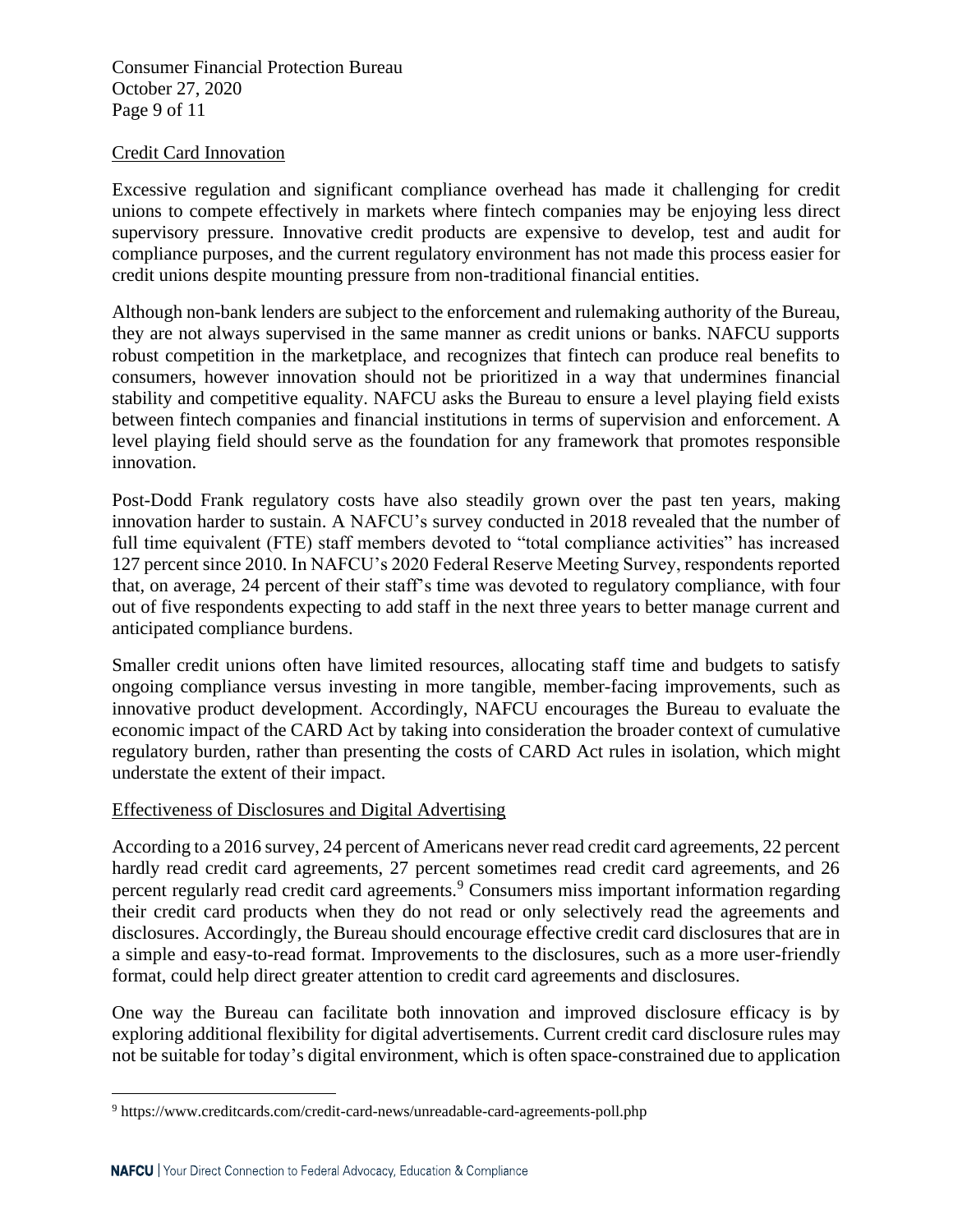Credit Card Innovation

Excessive regulation and significant compliance overhead has made it challenging for credit unions to compete effectively in markets where fintech companies may be enjoying less direct supervisory pressure. Innovative credit products are expensive to develop, test and audit for compliance purposes, and the current regulatory environment has not made this process easier for credit unions despite mounting pressure from non-traditional financial entities.

Although non-bank lenders are subject to the enforcement and rulemaking authority of the Bureau, they are not always supervised in the same manner as credit unions or banks. NAFCU supports robust competition in the marketplace, and recognizes that fintech can produce real benefits to consumers, however innovation should not be prioritized in a way that undermines financial stability and competitive equality. NAFCU asks the Bureau to ensure a level playing field exists between fintech companies and financial institutions in terms of supervision and enforcement. A level playing field should serve as the foundation for any framework that promotes responsible innovation.

Post-Dodd Frank regulatory costs have also steadily grown over the past ten years, making innovation harder to sustain. A NAFCU's survey conducted in 2018 revealed that the number of full time equivalent (FTE) staff members devoted to "total compliance activities" has increased 127 percent since 2010. In NAFCU's 2020 Federal Reserve Meeting Survey, respondents reported that, on average, 24 percent of their staff's time was devoted to regulatory compliance, with four out of five respondents expecting to add staff in the next three years to better manage current and anticipated compliance burdens.

Smaller credit unions often have limited resources, allocating staff time and budgets to satisfy ongoing compliance versus investing in more tangible, member-facing improvements, such as innovative product development. Accordingly, NAFCU encourages the Bureau to evaluate the economic impact of the CARD Act by taking into consideration the broader context of cumulative regulatory burden, rather than presenting the costs of CARD Act rules in isolation, which might understate the extent of their impact.

Effectiveness of Disclosures and Digital Advertising

According to a 2016 survey, 24 percent of Americans never read credit card agreements, 22 percent hardly read credit card agreements, 27 percent sometimes read credit card agreements, and 26 percent regularly read credit card agreements.[9] Consumers miss important information regarding their credit card products when they do not read or only selectively read the agreements and disclosures. Accordingly, the Bureau should encourage effective credit card disclosures that are in a simple and easy-to-read format. Improvements to the disclosures, such as a more user-friendly format, could help direct greater attention to credit card agreements and disclosures.

One way the Bureau can facilitate both innovation and improved disclosure efficacy is by exploring additional flexibility for digital advertisements. Current credit card disclosure rules may not be suitable for today's digital environment, which is often space-constrained due to application

[9] https://www.creditcards.com/credit-card-news/unreadable-card-agreements-poll.php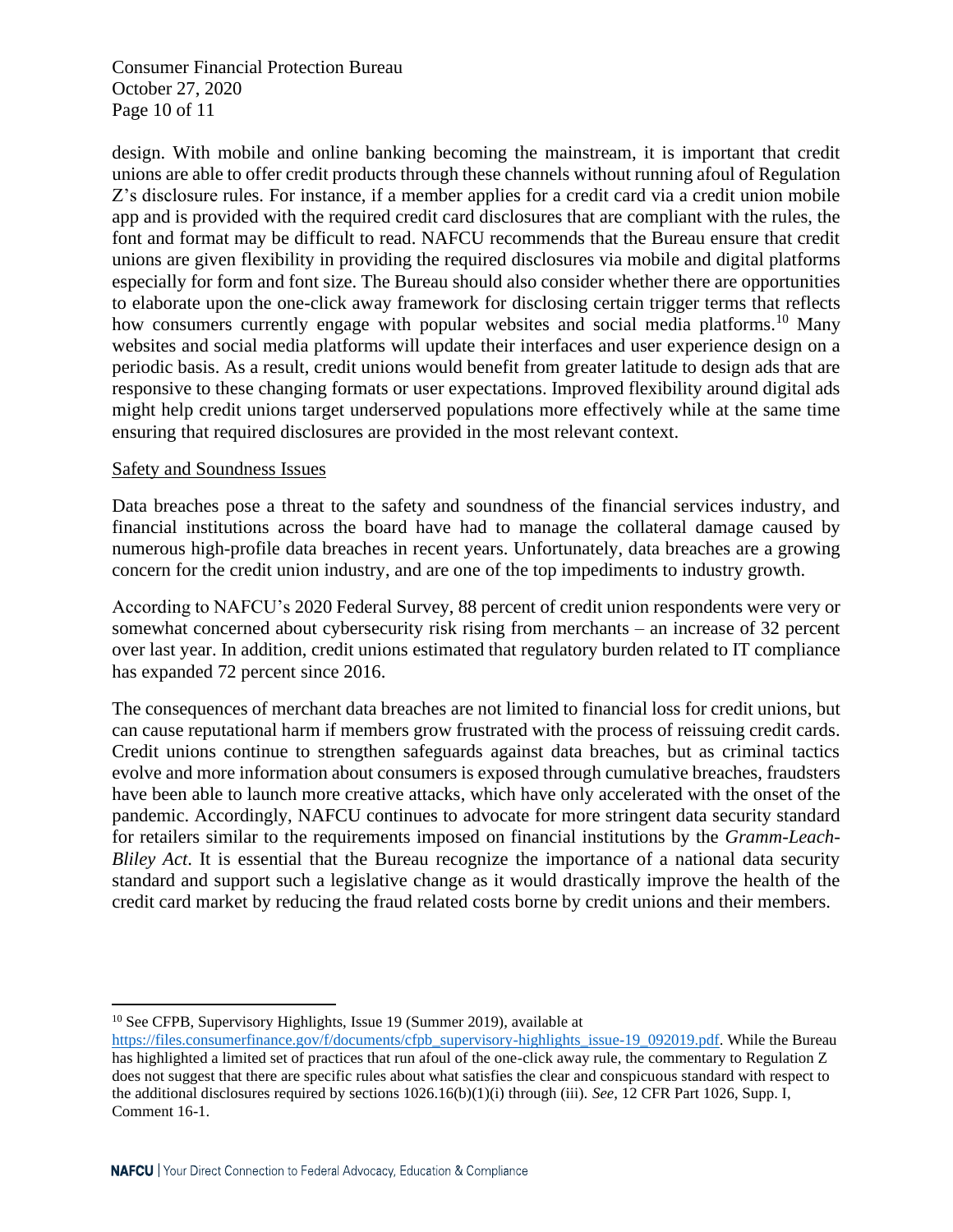design. With mobile and online banking becoming the mainstream, it is important that credit unions are able to offer credit products through these channels without running afoul of Regulation Z's disclosure rules. For instance, if a member applies for a credit card via a credit union mobile app and is provided with the required credit card disclosures that are compliant with the rules, the font and format may be difficult to read. NAFCU recommends that the Bureau ensure that credit unions are given flexibility in providing the required disclosures via mobile and digital platforms especially for form and font size. The Bureau should also consider whether there are opportunities to elaborate upon the one-click away framework for disclosing certain trigger terms that reflects how consumers currently engage with popular websites and social media platforms.[10] Many websites and social media platforms will update their interfaces and user experience design on a periodic basis. As a result, credit unions would benefit from greater latitude to design ads that are responsive to these changing formats or user expectations. Improved flexibility around digital ads might help credit unions target underserved populations more effectively while at the same time ensuring that required disclosures are provided in the most relevant context.

Safety and Soundness Issues

Data breaches pose a threat to the safety and soundness of the financial services industry, and financial institutions across the board have had to manage the collateral damage caused by numerous high-profile data breaches in recent years. Unfortunately, data breaches are a growing concern for the credit union industry, and are one of the top impediments to industry growth.

According to NAFCU's 2020 Federal Survey, 88 percent of credit union respondents were very or somewhat concerned about cybersecurity risk rising from merchants – an increase of 32 percent over last year. In addition, credit unions estimated that regulatory burden related to IT compliance has expanded 72 percent since 2016.

The consequences of merchant data breaches are not limited to financial loss for credit unions, but can cause reputational harm if members grow frustrated with the process of reissuing credit cards. Credit unions continue to strengthen safeguards against data breaches, but as criminal tactics evolve and more information about consumers is exposed through cumulative breaches, fraudsters have been able to launch more creative attacks, which have only accelerated with the onset of the pandemic. Accordingly, NAFCU continues to advocate for more stringent data security standard for retailers similar to the requirements imposed on financial institutions by the *Gramm-Leach-Bliley Act*. It is essential that the Bureau recognize the importance of a national data security standard and support such a legislative change as it would drastically improve the health of the credit card market by reducing the fraud related costs borne by credit unions and their members.

---

[10] See CFPB, Supervisory Highlights, Issue 19 (Summer 2019), available at https://files.consumerfinance.gov/f/documents/cfpb_supervisory-highlights_issue-19_092019.pdf. While the Bureau has highlighted a limited set of practices that run afoul of the one-click away rule, the commentary to Regulation Z does not suggest that there are specific rules about what satisfies the clear and conspicuous standard with respect to the additional disclosures required by sections 1026.16(b)(1)(i) through (iii). *See*, 12 CFR Part 1026, Supp. I, Comment 16-1.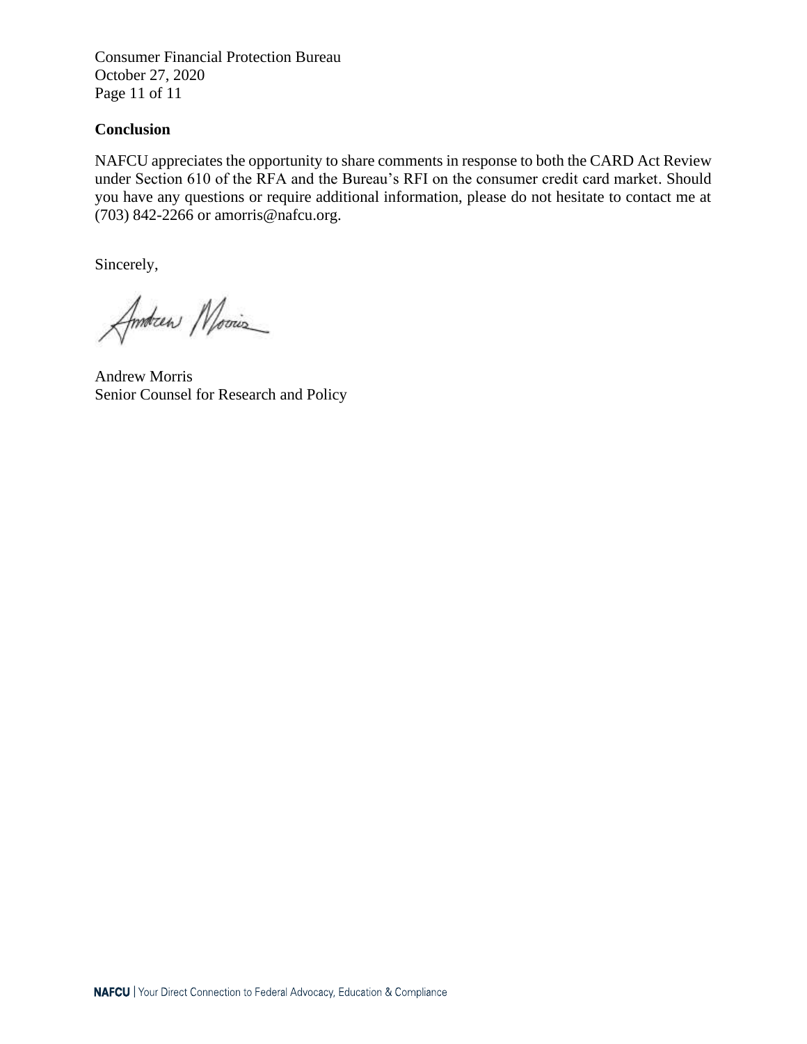**Conclusion**

NAFCU appreciates the opportunity to share comments in response to both the CARD Act Review under Section 610 of the RFA and the Bureau's RFI on the consumer credit card market. Should you have any questions or require additional information, please do not hesitate to contact me at (703) 842-2266 or amorris@nafcu.org.

Sincerely,

Andrew Morris
Senior Counsel for Research and Policy